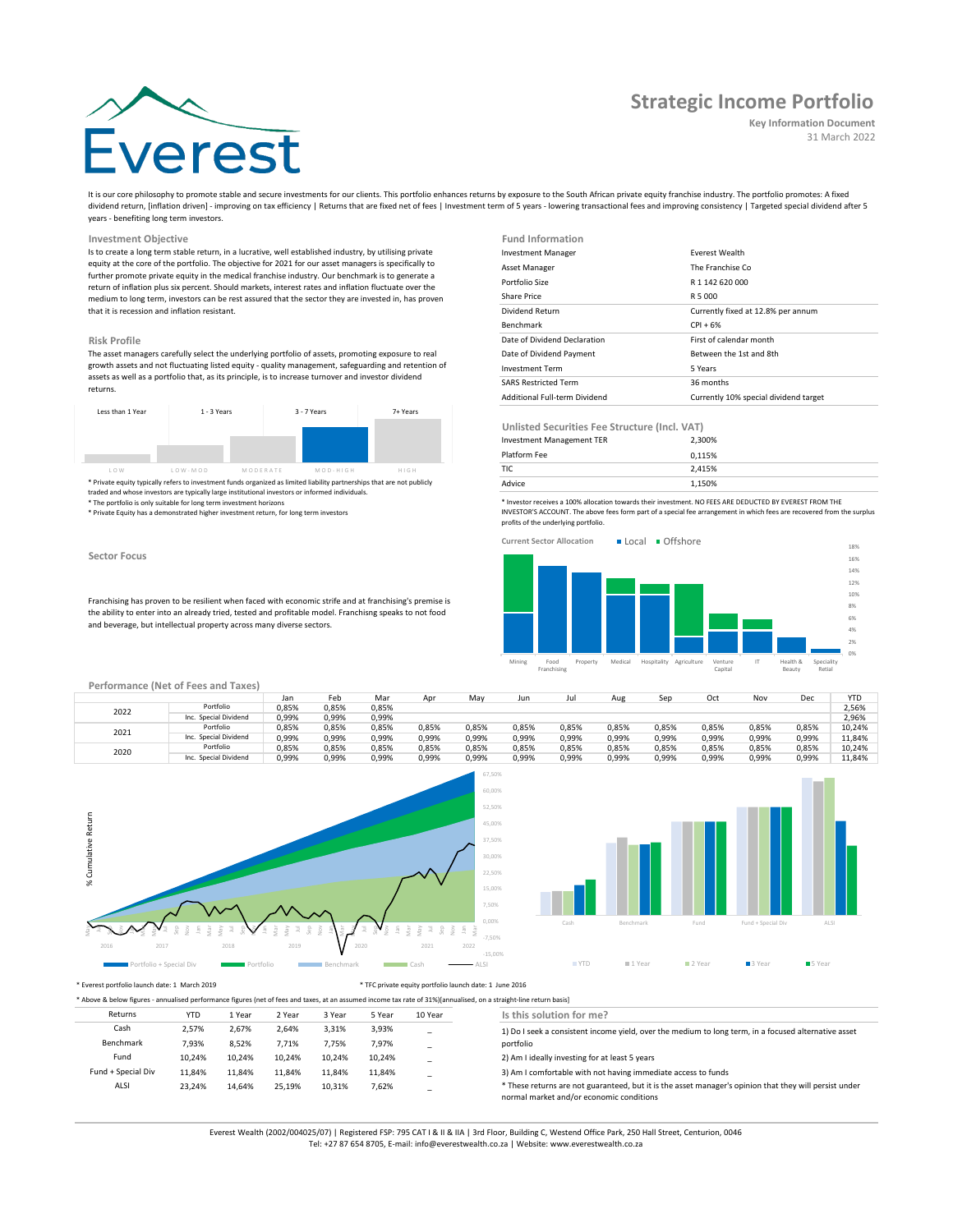# Strategic Income Portfolio

**Key Information Document**

31 March 2022

It is our core philosophy to promote stable and secure investments for our clients. This portfolio enhances returns by exposure to the South African private equity franchise industry. The portfolio promotes: A fixed dividend return, [inflation driven] - improving on tax efficiency | Returns that are fixed net of fees | Investment term of 5 years - lowering transactional fees and improving consistency | Targeted special dividend after 5 years - benefiting long term investors.

## Investment Objective

Is to create a long term stable return, in a lucrative, well established industry, by utilising private equity at the core of the portfolio. The objective for 2021 for our asset managers is specifically to further promote private equity in the medical franchise industry. Our benchmark is to generate a return of inflation plus six percent. Should markets, interest rates and inflation fluctuate over the medium to long term, investors can be rest assured that the sector they are invested in, has proven that it is recession and inflation resistant.

## Risk Profile

The asset managers carefully select the underlying portfolio of assets, promoting exposure to real growth assets and not fluctuating listed equity - quality management, safeguarding and retention of assets as well as a portfolio that, as its principle, is to increase turnover and investor dividend returns.

| Less than 1 Year | 1 - 3 Years | 3 - 7 Years | 7+ Years |
|---|---|---|---|
| LOW | LOW-MOD | MODERATE | MOD-HIGH | HIGH |

* Private equity typically refers to investment funds organized as limited liability partnerships that are not publicly traded and whose investors are typically large institutional investors or informed individuals.
* The portfolio is only suitable for long term investment horizons
* Private Equity has a demonstrated higher investment return, for long term investors

## Fund Information

| | |
|---|---|
| Investment Manager | Everest Wealth |
| Asset Manager | The Franchise Co |
| Portfolio Size | R 1 142 620 000 |
| Share Price | R 5 000 |
| Dividend Return | Currently fixed at 12.8% per annum |
| Benchmark | CPI + 6% |
| Date of Dividend Declaration | First of calendar month |
| Date of Dividend Payment | Between the 1st and 8th |
| Investment Term | 5 Years |
| SARS Restricted Term | 36 months |
| Additional Full-term Dividend | Currently 10% special dividend target |

## Unlisted Securities Fee Structure (Incl. VAT)

| | |
|---|---|
| Investment Management TER | 2,300% |
| Platform Fee | 0,115% |
| TIC | 2,415% |
| Advice | 1,150% |

* Investor receives a 100% allocation towards their investment. NO FEES ARE DEDUCTED BY EVEREST FROM THE INVESTOR'S ACCOUNT. The above fees form part of a special fee arrangement in which fees are recovered from the surplus profits of the underlying portfolio.

## Sector Focus

Franchising has proven to be resilient when faced with economic strife and at franchising's premise is the ability to enter into an already tried, tested and profitable model. Franchisng speaks to not food and beverage, but intellectual property across many diverse sectors.

Current Sector Allocation ■ Local ■ Offshore

Mining | Food Franchising | Property | Medical | Hospitality | Agriculture | Venture Capital | IT | Health & Beauty | Speciality Retail

## Performance (Net of Fees and Taxes)

| | | Jan | Feb | Mar | Apr | May | Jun | Jul | Aug | Sep | Oct | Nov | Dec | YTD |
|---|---|---|---|---|---|---|---|---|---|---|---|---|---|---|
| 2022 | Portfolio | 0,85% | 0,85% | 0,85% | | | | | | | | | | 2,56% |
| | Inc. Special Dividend | 0,99% | 0,99% | 0,99% | | | | | | | | | | 2,96% |
| 2021 | Portfolio | 0,85% | 0,85% | 0,85% | 0,85% | 0,85% | 0,85% | 0,85% | 0,85% | 0,85% | 0,85% | 0,85% | 0,85% | 10,24% |
| | Inc. Special Dividend | 0,99% | 0,99% | 0,99% | 0,99% | 0,99% | 0,99% | 0,99% | 0,99% | 0,99% | 0,99% | 0,99% | 0,99% | 11,84% |
| 2020 | Portfolio | 0,85% | 0,85% | 0,85% | 0,85% | 0,85% | 0,85% | 0,85% | 0,85% | 0,85% | 0,85% | 0,85% | 0,85% | 10,24% |
| | Inc. Special Dividend | 0,99% | 0,99% | 0,99% | 0,99% | 0,99% | 0,99% | 0,99% | 0,99% | 0,99% | 0,99% | 0,99% | 0,99% | 11,84% |

% Cumulative Return — Portfolio + Special Div | Portfolio | Benchmark | Cash | ALSI

Cash | Benchmark | Fund | Fund + Special Div | ALSI — YTD | 1 Year | 2 Year | 3 Year | 5 Year

* Everest portfolio launch date: 1 March 2019

* TFC private equity portfolio launch date: 1 June 2016

* Above & below figures - annualised performance figures (net of fees and taxes, at an assumed income tax rate of 31%)[annualised, on a straight-line return basis]

| Returns | YTD | 1 Year | 2 Year | 3 Year | 5 Year | 10 Year |
|---|---|---|---|---|---|---|
| Cash | 2,57% | 2,67% | 2,64% | 3,31% | 3,93% | _ |
| Benchmark | 7,93% | 8,52% | 7,71% | 7,75% | 7,97% | _ |
| Fund | 10,24% | 10,24% | 10,24% | 10,24% | 10,24% | _ |
| Fund + Special Div | 11,84% | 11,84% | 11,84% | 11,84% | 11,84% | _ |
| ALSI | 23,24% | 14,64% | 25,19% | 10,31% | 7,62% | _ |

## Is this solution for me?

1) Do I seek a consistent income yield, over the medium to long term, in a focused alternative asset portfolio

2) Am I ideally investing for at least 5 years

3) Am I comfortable with not having immediate access to funds

* These returns are not guaranteed, but it is the asset manager's opinion that they will persist under normal market and/or economic conditions

Everest Wealth (2002/004025/07) | Registered FSP: 795 CAT I & II & IIA | 3rd Floor, Building C, Westend Office Park, 250 Hall Street, Centurion, 0046
Tel: +27 87 654 8705, E-mail: info@everestwealth.co.za | Website: www.everestwealth.co.za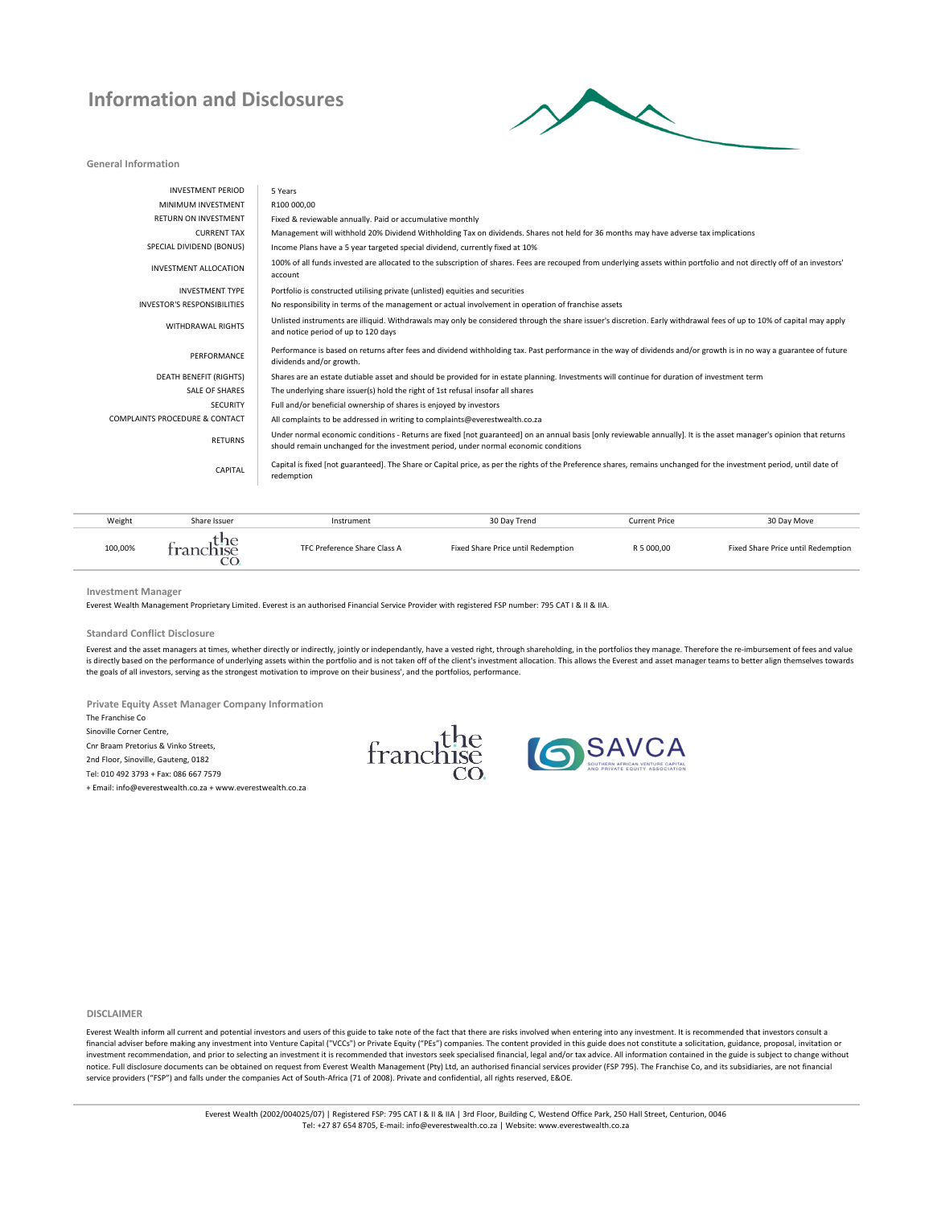# Information and Disclosures

### General Information

| | |
|---|---|
| INVESTMENT PERIOD | 5 Years |
| MINIMUM INVESTMENT | R100 000,00 |
| RETURN ON INVESTMENT | Fixed & reviewable annually. Paid or accumulative monthly |
| CURRENT TAX | Management will withhold 20% Dividend Withholding Tax on dividends. Shares not held for 36 months may have adverse tax implications |
| SPECIAL DIVIDEND (BONUS) | Income Plans have a 5 year targeted special dividend, currently fixed at 10% |
| INVESTMENT ALLOCATION | 100% of all funds invested are allocated to the subscription of shares. Fees are recouped from underlying assets within portfolio and not directly off of an investors' account |
| INVESTMENT TYPE | Portfolio is constructed utilising private (unlisted) equities and securities |
| INVESTOR'S RESPONSIBILITIES | No responsibility in terms of the management or actual involvement in operation of franchise assets |
| WITHDRAWAL RIGHTS | Unlisted instruments are illiquid. Withdrawals may only be considered through the share issuer's discretion. Early withdrawal fees of up to 10% of capital may apply and notice period of up to 120 days |
| PERFORMANCE | Performance is based on returns after fees and dividend withholding tax. Past performance in the way of dividends and/or growth is in no way a guarantee of future dividends and/or growth. |
| DEATH BENEFIT (RIGHTS) | Shares are an estate dutiable asset and should be provided for in estate planning. Investments will continue for duration of investment term |
| SALE OF SHARES | The underlying share issuer(s) hold the right of 1st refusal insofar all shares |
| SECURITY | Full and/or beneficial ownership of shares is enjoyed by investors |
| COMPLAINTS PROCEDURE & CONTACT | All complaints to be addressed in writing to complaints@everestwealth.co.za |
| RETURNS | Under normal economic conditions - Returns are fixed [not guaranteed] on an annual basis [only reviewable annually]. It is the asset manager's opinion that returns should remain unchanged for the investment period, under normal economic conditions |
| CAPITAL | Capital is fixed [not guaranteed]. The Share or Capital price, as per the rights of the Preference shares, remains unchanged for the investment period, until date of redemption |

| Weight | Share Issuer | Instrument | 30 Day Trend | Current Price | 30 Day Move |
|---|---|---|---|---|---|
| 100,00% | the franchise co. | TFC Preference Share Class A | Fixed Share Price until Redemption | R 5 000,00 | Fixed Share Price until Redemption |

### Investment Manager

Everest Wealth Management Proprietary Limited. Everest is an authorised Financial Service Provider with registered FSP number: 795 CAT I & II & IIA.

### Standard Conflict Disclosure

Everest and the asset managers at times, whether directly or indirectly, jointly or independantly, have a vested right, through shareholding, in the portfolios they manage. Therefore the re-imbursement of fees and value is directly based on the performance of underlying assets within the portfolio and is not taken off of the client's investment allocation. This allows the Everest and asset manager teams to better align themselves towards the goals of all investors, serving as the strongest motivation to improve on their business', and the portfolios, performance.

### Private Equity Asset Manager Company Information

The Franchise Co
Sinoville Corner Centre,
Cnr Braam Pretorius & Vinko Streets,
2nd Floor, Sinoville, Gauteng, 0182
Tel: 010 492 3793 + Fax: 086 667 7579
+ Email: info@everestwealth.co.za + www.everestwealth.co.za

the franchise co.

SAVCA SOUTHERN AFRICAN VENTURE CAPITAL AND PRIVATE EQUITY ASSOCIATION

### DISCLAIMER

Everest Wealth inform all current and potential investors and users of this guide to take note of the fact that there are risks involved when entering into any investment. It is recommended that investors consult a financial adviser before making any investment into Venture Capital ("VCCs") or Private Equity ("PEs") companies. The content provided in this guide does not constitute a solicitation, guidance, proposal, invitation or investment recommendation, and prior to selecting an investment it is recommended that investors seek specialised financial, legal and/or tax advice. All information contained in the guide is subject to change without notice. Full disclosure documents can be obtained on request from Everest Wealth Management (Pty) Ltd, an authorised financial services provider (FSP 795). The Franchise Co, and its subsidiaries, are not financial service providers ("FSP") and falls under the companies Act of South-Africa (71 of 2008). Private and confidential, all rights reserved, E&OE.

Everest Wealth (2002/004025/07) | Registered FSP: 795 CAT I & II & IIA | 3rd Floor, Building C, Westend Office Park, 250 Hall Street, Centurion, 0046
Tel: +27 87 654 8705, E-mail: info@everestwealth.co.za | Website: www.everestwealth.co.za